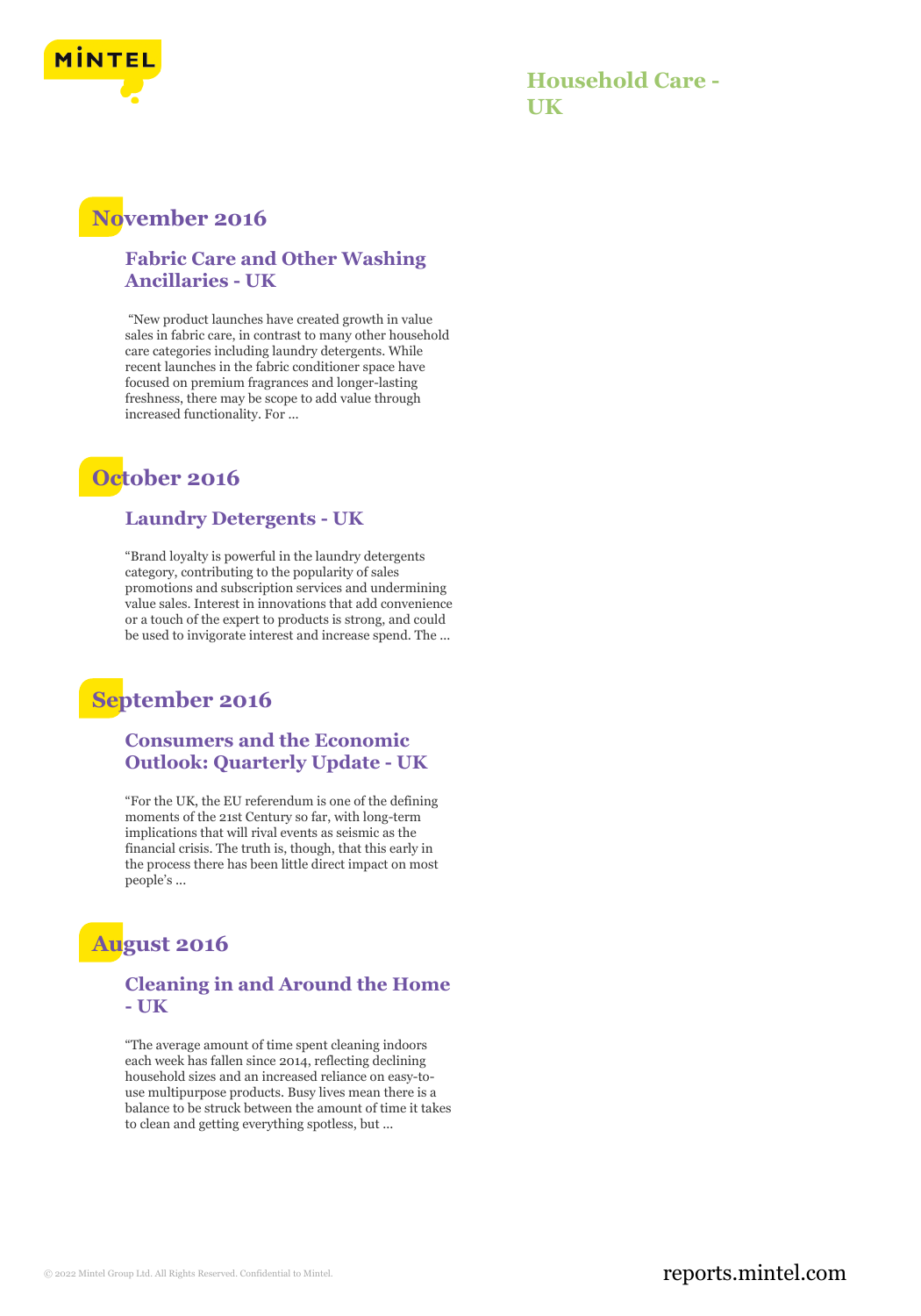# Household Care - UK

## November 2016

### Fabric Care and Other Washing Ancillaries - UK

"New product launches have created growth in value sales in fabric care, in contrast to many other household care categories including laundry detergents. While recent launches in the fabric conditioner space have focused on premium fragrances and longer-lasting freshness, there may be scope to add value through increased functionality. For ...

## October 2016

### Laundry Detergents - UK

"Brand loyalty is powerful in the laundry detergents category, contributing to the popularity of sales promotions and subscription services and undermining value sales. Interest in innovations that add convenience or a touch of the expert to products is strong, and could be used to invigorate interest and increase spend. The ...

## September 2016

### Consumers and the Economic Outlook: Quarterly Update - UK

"For the UK, the EU referendum is one of the defining moments of the 21st Century so far, with long-term implications that will rival events as seismic as the financial crisis. The truth is, though, that this early in the process there has been little direct impact on most people's ...

## August 2016

### Cleaning in and Around the Home - UK

"The average amount of time spent cleaning indoors each week has fallen since 2014, reflecting declining household sizes and an increased reliance on easy-to-use multipurpose products. Busy lives mean there is a balance to be struck between the amount of time it takes to clean and getting everything spotless, but ...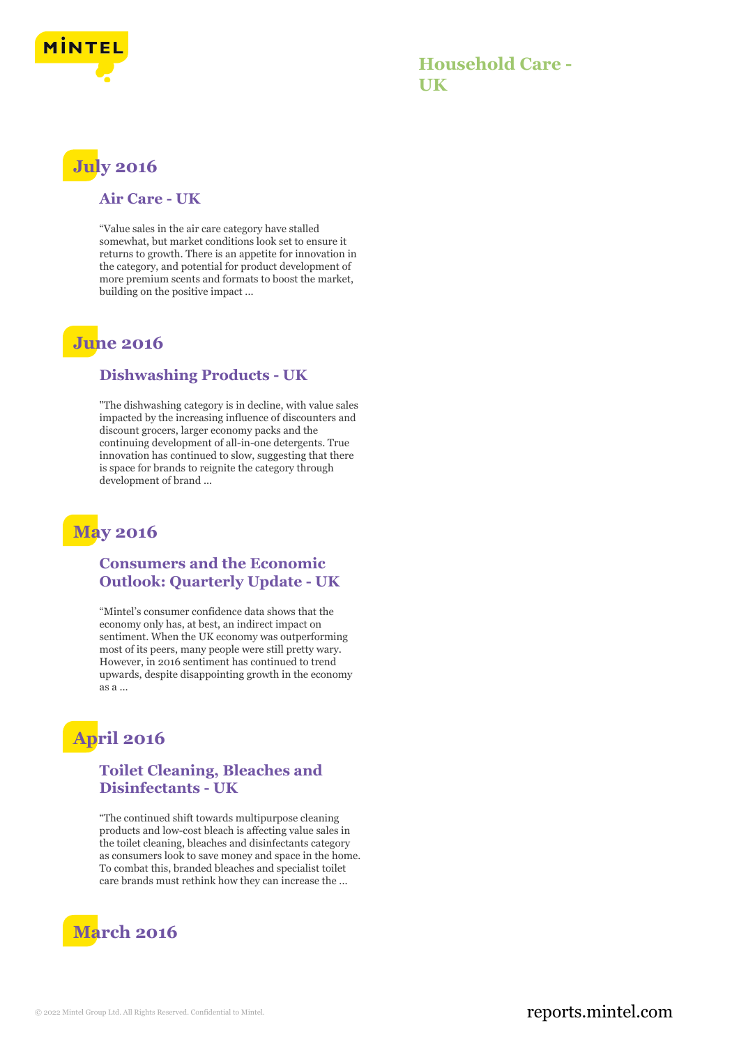## July 2016

### Air Care - UK

“Value sales in the air care category have stalled somewhat, but market conditions look set to ensure it returns to growth. There is an appetite for innovation in the category, and potential for product development of more premium scents and formats to boost the market, building on the positive impact ...

## June 2016

### Dishwashing Products - UK

"The dishwashing category is in decline, with value sales impacted by the increasing influence of discounters and discount grocers, larger economy packs and the continuing development of all-in-one detergents. True innovation has continued to slow, suggesting that there is space for brands to reignite the category through development of brand ...

## May 2016

### Consumers and the Economic Outlook: Quarterly Update - UK

“Mintel’s consumer confidence data shows that the economy only has, at best, an indirect impact on sentiment. When the UK economy was outperforming most of its peers, many people were still pretty wary. However, in 2016 sentiment has continued to trend upwards, despite disappointing growth in the economy as a ...

## April 2016

### Toilet Cleaning, Bleaches and Disinfectants - UK

“The continued shift towards multipurpose cleaning products and low-cost bleach is affecting value sales in the toilet cleaning, bleaches and disinfectants category as consumers look to save money and space in the home. To combat this, branded bleaches and specialist toilet care brands must rethink how they can increase the ...

## March 2016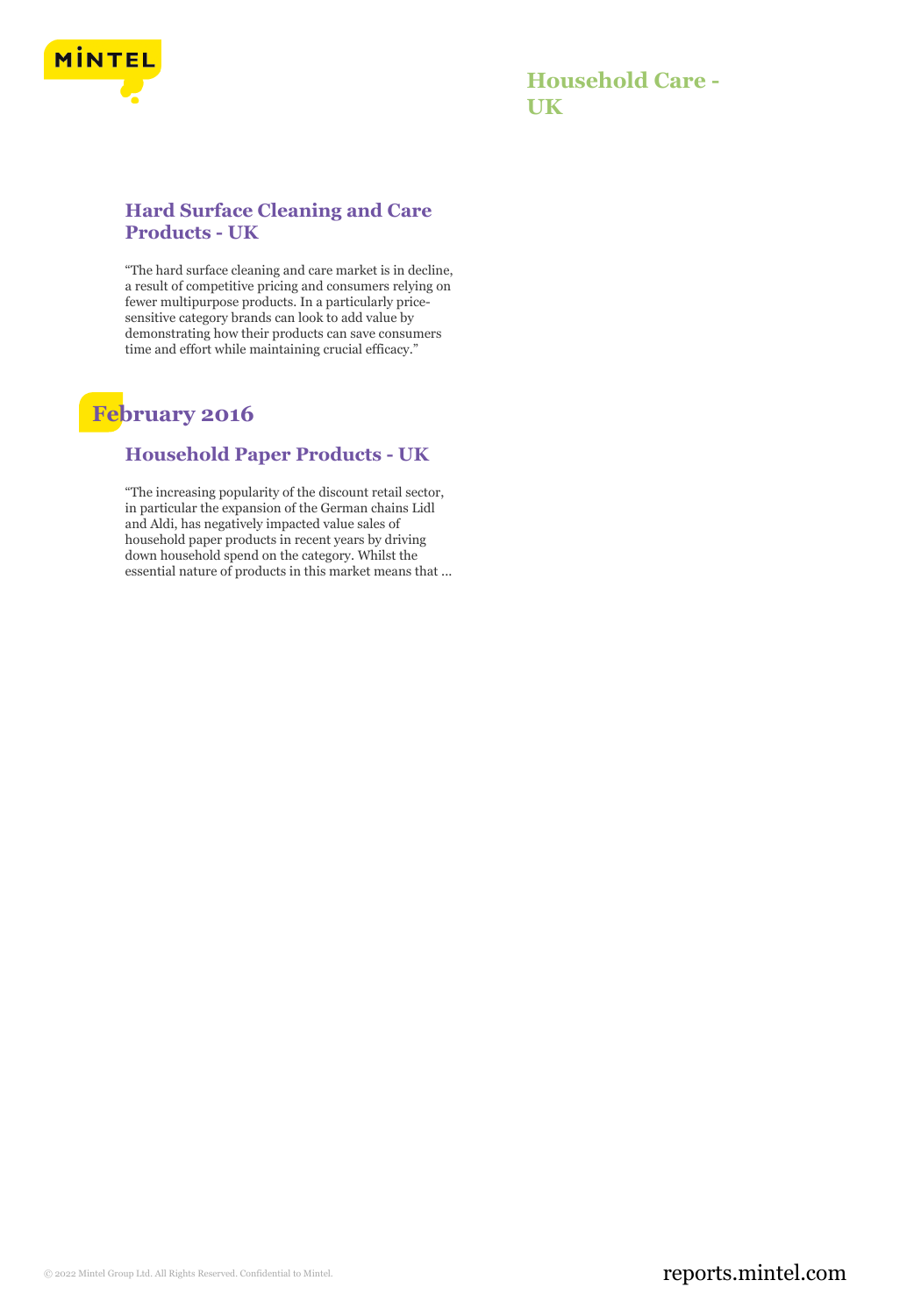### Hard Surface Cleaning and Care Products - UK

"The hard surface cleaning and care market is in decline, a result of competitive pricing and consumers relying on fewer multipurpose products. In a particularly price-sensitive category brands can look to add value by demonstrating how their products can save consumers time and effort while maintaining crucial efficacy."

## February 2016

### Household Paper Products - UK

"The increasing popularity of the discount retail sector, in particular the expansion of the German chains Lidl and Aldi, has negatively impacted value sales of household paper products in recent years by driving down household spend on the category. Whilst the essential nature of products in this market means that ...